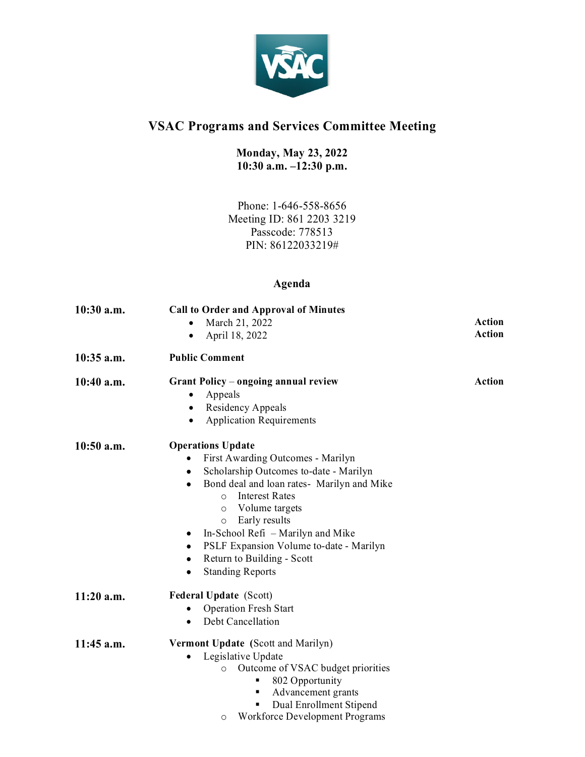# VSAC Programs and Services Committee Meeting

**Monday, May 23, 2022**
**10:30 a.m. –12:30 p.m.**

Phone: 1-646-558-8656
Meeting ID: 861 2203 3219
Passcode: 778513
PIN: 86122033219#

## Agenda

**10:30 a.m.** **Call to Order and Approval of Minutes**
- March 21, 2022 — **Action**
- April 18, 2022 — **Action**

**10:35 a.m.** **Public Comment**

**10:40 a.m.** **Grant Policy – ongoing annual review** — **Action**
- Appeals
- Residency Appeals
- Application Requirements

**10:50 a.m.** **Operations Update**
- First Awarding Outcomes - Marilyn
- Scholarship Outcomes to-date - Marilyn
- Bond deal and loan rates- Marilyn and Mike
  - Interest Rates
  - Volume targets
  - Early results
- In-School Refi – Marilyn and Mike
- PSLF Expansion Volume to-date - Marilyn
- Return to Building - Scott
- Standing Reports

**11:20 a.m.** **Federal Update** (Scott)
- Operation Fresh Start
- Debt Cancellation

**11:45 a.m.** **Vermont Update** (Scott and Marilyn)
- Legislative Update
  - Outcome of VSAC budget priorities
    - 802 Opportunity
    - Advancement grants
    - Dual Enrollment Stipend
  - Workforce Development Programs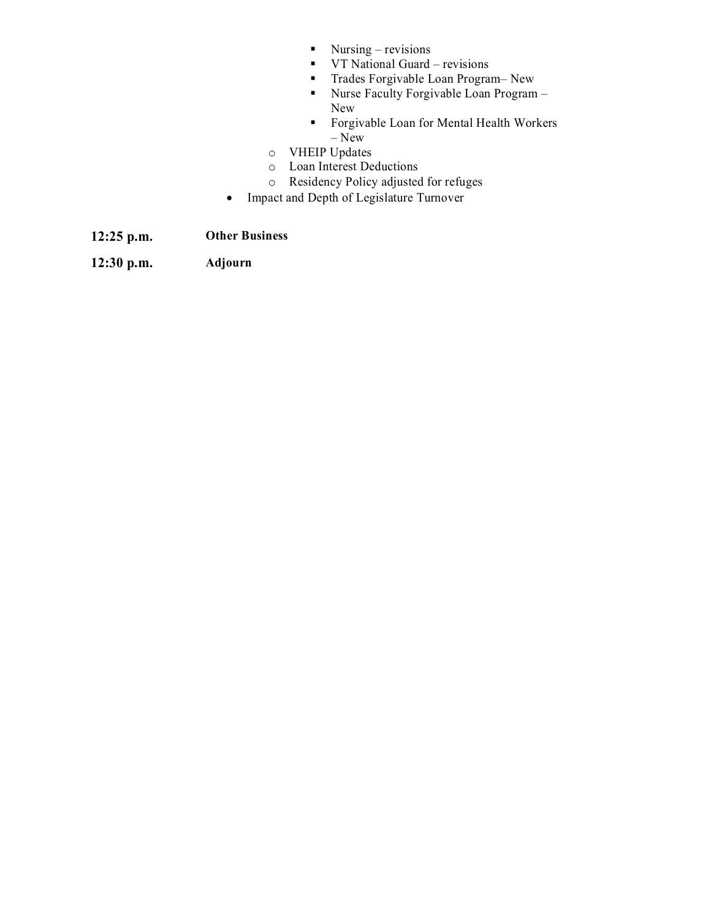- Nursing – revisions
        - VT National Guard – revisions
        - Trades Forgivable Loan Program– New
        - Nurse Faculty Forgivable Loan Program – New
        - Forgivable Loan for Mental Health Workers – New
    - VHEIP Updates
    - Loan Interest Deductions
    - Residency Policy adjusted for refuges
- Impact and Depth of Legislature Turnover

**12:25 p.m.** **Other Business**

**12:30 p.m.** **Adjourn**